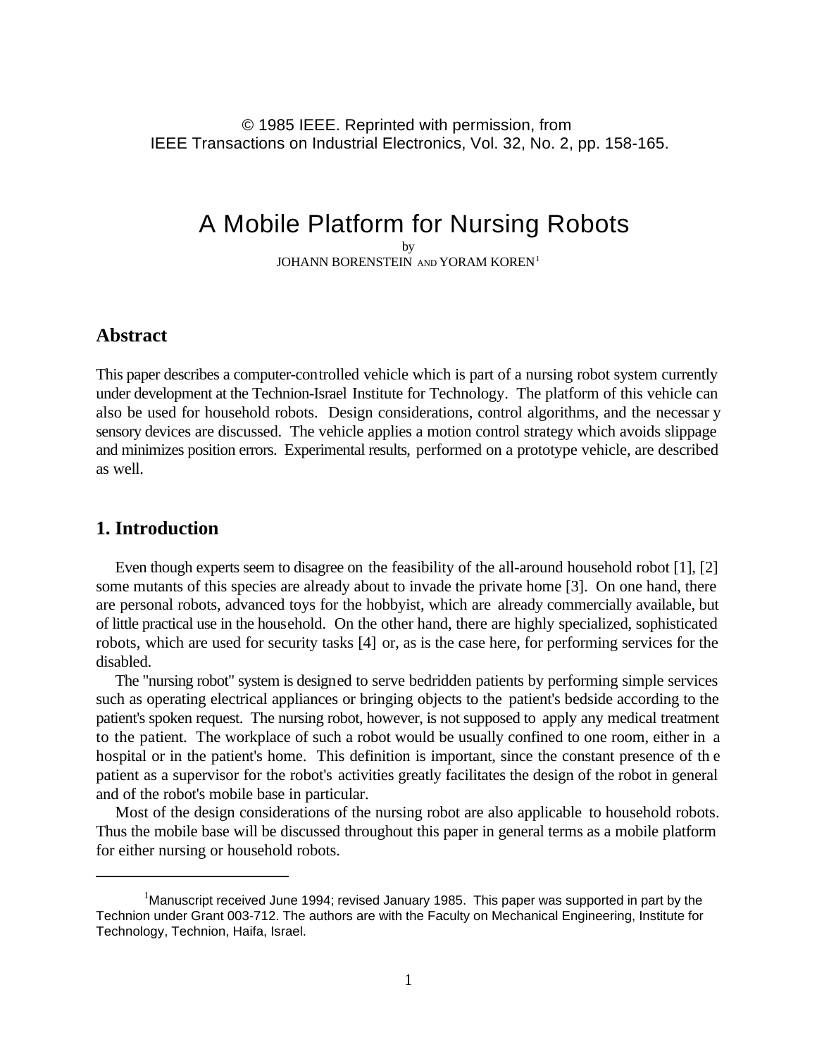© 1985 IEEE. Reprinted with permission, from
IEEE Transactions on Industrial Electronics, Vol. 32, No. 2, pp. 158-165.

# A Mobile Platform for Nursing Robots

by
JOHANN BORENSTEIN AND YORAM KOREN[1]

## Abstract

This paper describes a computer-controlled vehicle which is part of a nursing robot system currently under development at the Technion-Israel Institute for Technology. The platform of this vehicle can also be used for household robots. Design considerations, control algorithms, and the necessar y sensory devices are discussed. The vehicle applies a motion control strategy which avoids slippage and minimizes position errors. Experimental results, performed on a prototype vehicle, are described as well.

## 1. Introduction

Even though experts seem to disagree on the feasibility of the all-around household robot [1], [2] some mutants of this species are already about to invade the private home [3]. On one hand, there are personal robots, advanced toys for the hobbyist, which are already commercially available, but of little practical use in the household. On the other hand, there are highly specialized, sophisticated robots, which are used for security tasks [4] or, as is the case here, for performing services for the disabled.

The "nursing robot" system is designed to serve bedridden patients by performing simple services such as operating electrical appliances or bringing objects to the patient's bedside according to the patient's spoken request. The nursing robot, however, is not supposed to apply any medical treatment to the patient. The workplace of such a robot would be usually confined to one room, either in a hospital or in the patient's home. This definition is important, since the constant presence of th e patient as a supervisor for the robot's activities greatly facilitates the design of the robot in general and of the robot's mobile base in particular.

Most of the design considerations of the nursing robot are also applicable to household robots. Thus the mobile base will be discussed throughout this paper in general terms as a mobile platform for either nursing or household robots.

---

[1] Manuscript received June 1994; revised January 1985. This paper was supported in part by the Technion under Grant 003-712. The authors are with the Faculty on Mechanical Engineering, Institute for Technology, Technion, Haifa, Israel.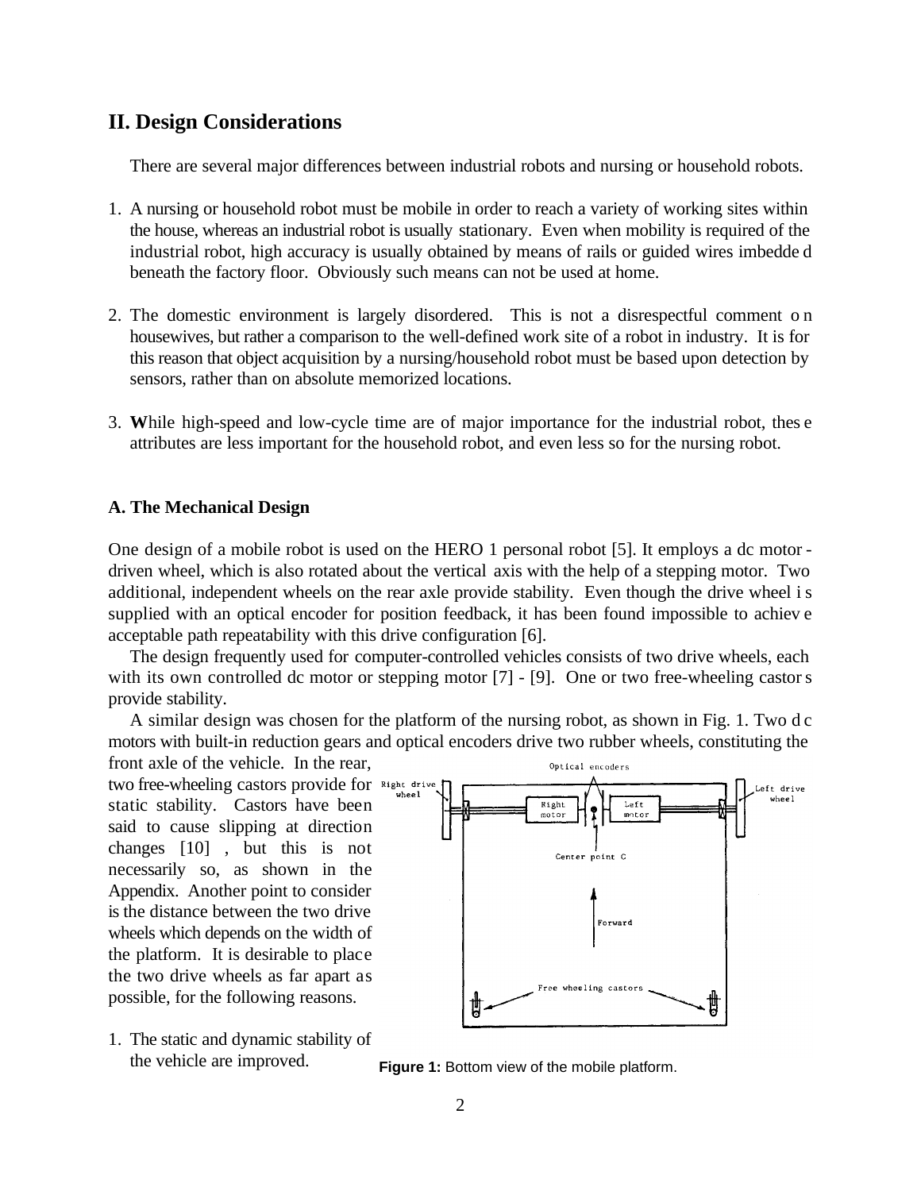## II. Design Considerations

There are several major differences between industrial robots and nursing or household robots.

1. A nursing or household robot must be mobile in order to reach a variety of working sites within the house, whereas an industrial robot is usually stationary. Even when mobility is required of the industrial robot, high accuracy is usually obtained by means of rails or guided wires imbedded beneath the factory floor. Obviously such means can not be used at home.

2. The domestic environment is largely disordered. This is not a disrespectful comment on housewives, but rather a comparison to the well-defined work site of a robot in industry. It is for this reason that object acquisition by a nursing/household robot must be based upon detection by sensors, rather than on absolute memorized locations.

3. **W**hile high-speed and low-cycle time are of major importance for the industrial robot, these attributes are less important for the household robot, and even less so for the nursing robot.

### A. The Mechanical Design

One design of a mobile robot is used on the HERO 1 personal robot [5]. It employs a dc motor-driven wheel, which is also rotated about the vertical axis with the help of a stepping motor. Two additional, independent wheels on the rear axle provide stability. Even though the drive wheel is supplied with an optical encoder for position feedback, it has been found impossible to achieve acceptable path repeatability with this drive configuration [6].

The design frequently used for computer-controlled vehicles consists of two drive wheels, each with its own controlled dc motor or stepping motor [7] - [9]. One or two free-wheeling castors provide stability.

A similar design was chosen for the platform of the nursing robot, as shown in Fig. 1. Two dc motors with built-in reduction gears and optical encoders drive two rubber wheels, constituting the front axle of the vehicle. In the rear, two free-wheeling castors provide for static stability. Castors have been said to cause slipping at direction changes [10] , but this is not necessarily so, as shown in the Appendix. Another point to consider is the distance between the two drive wheels which depends on the width of the platform. It is desirable to place the two drive wheels as far apart as possible, for the following reasons.

**Figure 1:** Bottom view of the mobile platform.

1. The static and dynamic stability of the vehicle are improved.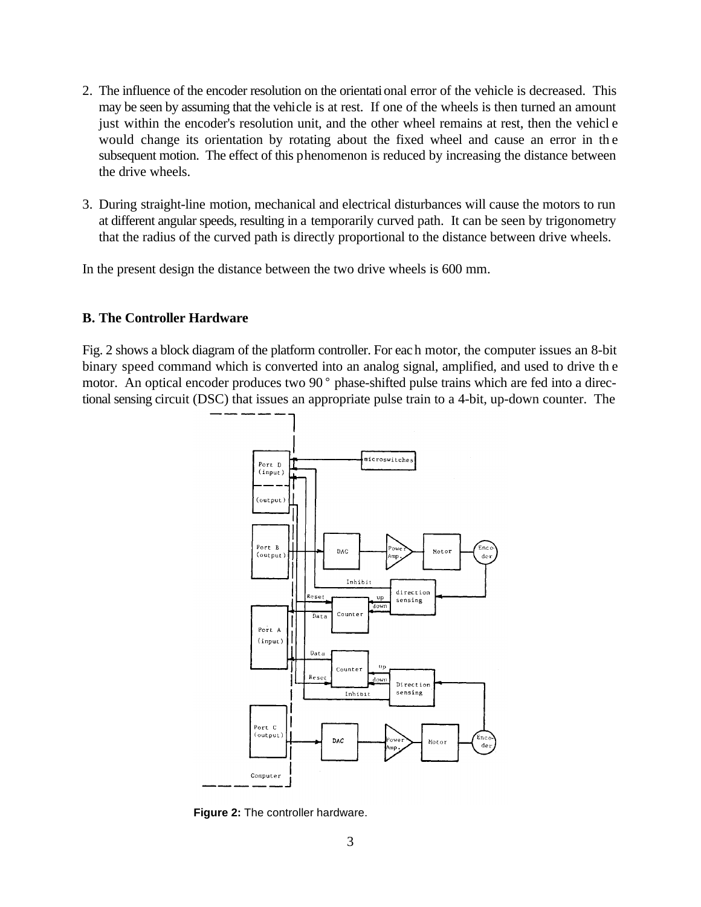2. The influence of the encoder resolution on the orientational error of the vehicle is decreased. This may be seen by assuming that the vehicle is at rest. If one of the wheels is then turned an amount just within the encoder's resolution unit, and the other wheel remains at rest, then the vehicle would change its orientation by rotating about the fixed wheel and cause an error in the subsequent motion. The effect of this phenomenon is reduced by increasing the distance between the drive wheels.

3. During straight-line motion, mechanical and electrical disturbances will cause the motors to run at different angular speeds, resulting in a temporarily curved path. It can be seen by trigonometry that the radius of the curved path is directly proportional to the distance between drive wheels.

In the present design the distance between the two drive wheels is 600 mm.

**B. The Controller Hardware**

Fig. 2 shows a block diagram of the platform controller. For each motor, the computer issues an 8-bit binary speed command which is converted into an analog signal, amplified, and used to drive the motor. An optical encoder produces two 90° phase-shifted pulse trains which are fed into a directional sensing circuit (DSC) that issues an appropriate pulse train to a 4-bit, up-down counter. The

**Figure 2:** The controller hardware.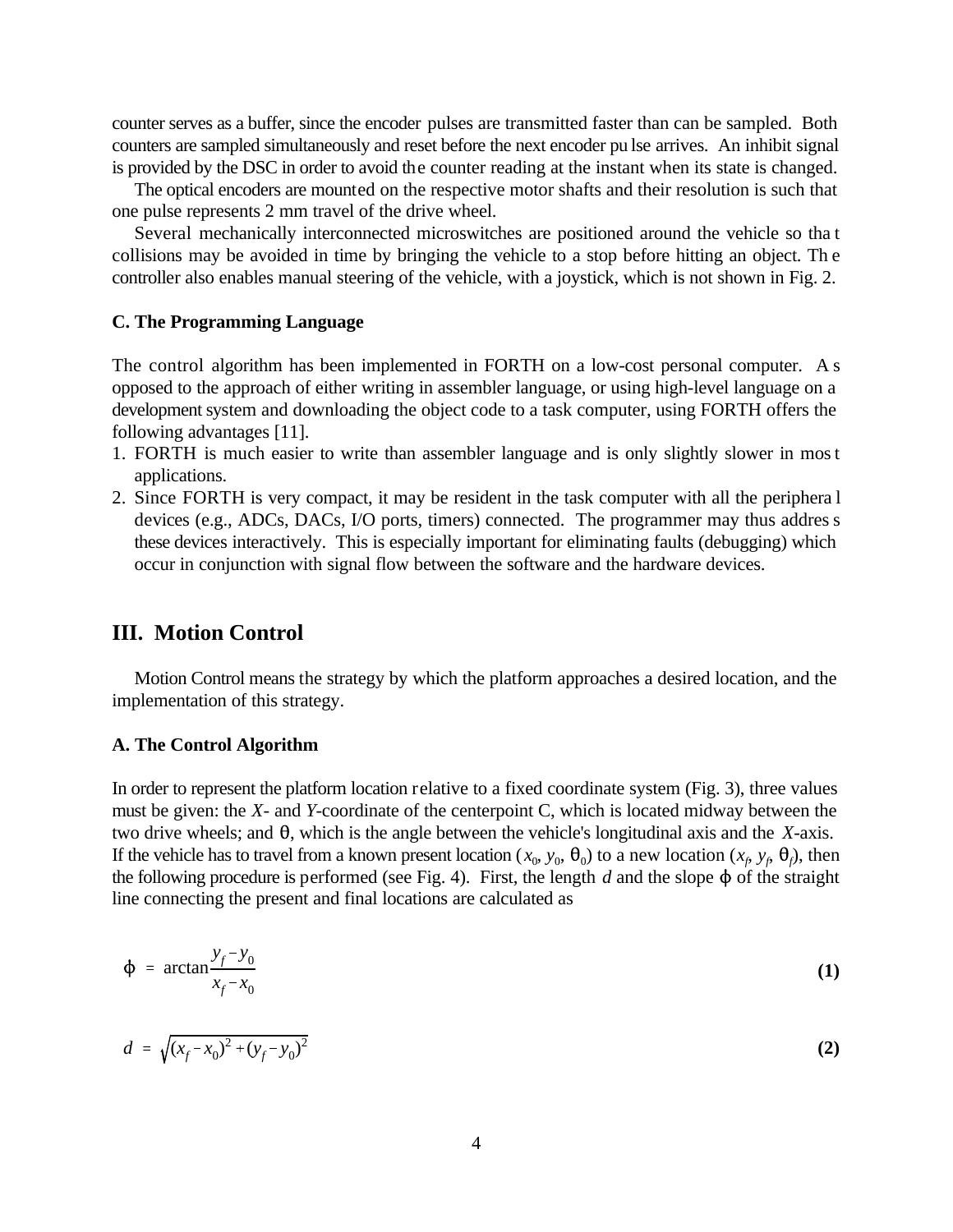counter serves as a buffer, since the encoder pulses are transmitted faster than can be sampled. Both counters are sampled simultaneously and reset before the next encoder pulse arrives. An inhibit signal is provided by the DSC in order to avoid the counter reading at the instant when its state is changed.

The optical encoders are mounted on the respective motor shafts and their resolution is such that one pulse represents 2 mm travel of the drive wheel.

Several mechanically interconnected microswitches are positioned around the vehicle so that collisions may be avoided in time by bringing the vehicle to a stop before hitting an object. The controller also enables manual steering of the vehicle, with a joystick, which is not shown in Fig. 2.

### C. The Programming Language

The control algorithm has been implemented in FORTH on a low-cost personal computer. As opposed to the approach of either writing in assembler language, or using high-level language on a development system and downloading the object code to a task computer, using FORTH offers the following advantages [11].

1. FORTH is much easier to write than assembler language and is only slightly slower in most applications.
2. Since FORTH is very compact, it may be resident in the task computer with all the peripheral devices (e.g., ADCs, DACs, I/O ports, timers) connected. The programmer may thus address these devices interactively. This is especially important for eliminating faults (debugging) which occur in conjunction with signal flow between the software and the hardware devices.

## III. Motion Control

Motion Control means the strategy by which the platform approaches a desired location, and the implementation of this strategy.

### A. The Control Algorithm

In order to represent the platform location relative to a fixed coordinate system (Fig. 3), three values must be given: the *X*- and *Y*-coordinate of the centerpoint C, which is located midway between the two drive wheels; and $\theta$, which is the angle between the vehicle's longitudinal axis and the *X*-axis. If the vehicle has to travel from a known present location ($x_0$, $y_0$, $\theta_0$) to a new location ($x_f$, $y_f$, $\theta_f$), then the following procedure is performed (see Fig. 4). First, the length $d$ and the slope $\varphi$ of the straight line connecting the present and final locations are calculated as

$$\varphi = \arctan\frac{y_f - y_0}{x_f - x_0} \tag{1}$$

$$d = \sqrt{(x_f - x_0)^2 + (y_f - y_0)^2} \tag{2}$$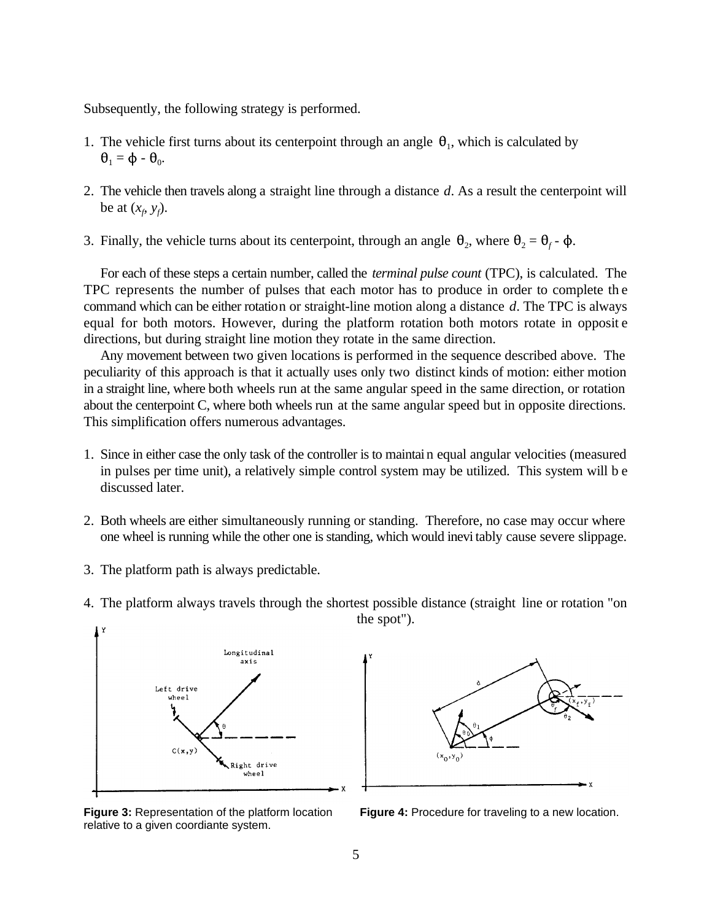Subsequently, the following strategy is performed.

1. The vehicle first turns about its centerpoint through an angle $\theta_1$, which is calculated by $\theta_1 = \phi - \theta_0$.

2. The vehicle then travels along a straight line through a distance $d$. As a result the centerpoint will be at $(x_f, y_f)$.

3. Finally, the vehicle turns about its centerpoint, through an angle $\theta_2$, where $\theta_2 = \theta_f - \phi$.

For each of these steps a certain number, called the *terminal pulse count* (TPC), is calculated. The TPC represents the number of pulses that each motor has to produce in order to complete the command which can be either rotation or straight-line motion along a distance $d$. The TPC is always equal for both motors. However, during the platform rotation both motors rotate in opposite directions, but during straight line motion they rotate in the same direction.

Any movement between two given locations is performed in the sequence described above. The peculiarity of this approach is that it actually uses only two distinct kinds of motion: either motion in a straight line, where both wheels run at the same angular speed in the same direction, or rotation about the centerpoint C, where both wheels run at the same angular speed but in opposite directions. This simplification offers numerous advantages.

1. Since in either case the only task of the controller is to maintain equal angular velocities (measured in pulses per time unit), a relatively simple control system may be utilized. This system will be discussed later.

2. Both wheels are either simultaneously running or standing. Therefore, no case may occur where one wheel is running while the other one is standing, which would inevitably cause severe slippage.

3. The platform path is always predictable.

4. The platform always travels through the shortest possible distance (straight line or rotation "on the spot").

**Figure 3:** Representation of the platform location relative to a given coordiante system.

**Figure 4:** Procedure for traveling to a new location.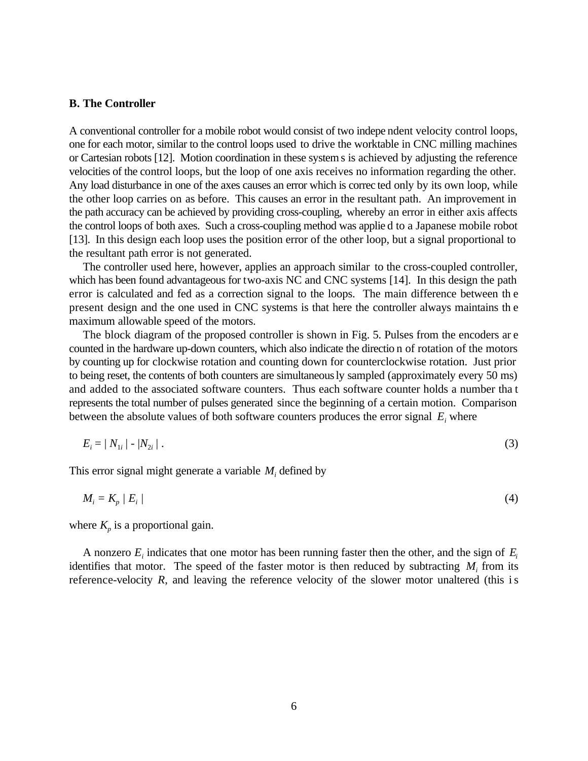### B. The Controller

A conventional controller for a mobile robot would consist of two independent velocity control loops, one for each motor, similar to the control loops used to drive the worktable in CNC milling machines or Cartesian robots [12]. Motion coordination in these systems is achieved by adjusting the reference velocities of the control loops, but the loop of one axis receives no information regarding the other. Any load disturbance in one of the axes causes an error which is corrected only by its own loop, while the other loop carries on as before. This causes an error in the resultant path. An improvement in the path accuracy can be achieved by providing cross-coupling, whereby an error in either axis affects the control loops of both axes. Such a cross-coupling method was applied to a Japanese mobile robot [13]. In this design each loop uses the position error of the other loop, but a signal proportional to the resultant path error is not generated.

The controller used here, however, applies an approach similar to the cross-coupled controller, which has been found advantageous for two-axis NC and CNC systems [14]. In this design the path error is calculated and fed as a correction signal to the loops. The main difference between the present design and the one used in CNC systems is that here the controller always maintains the maximum allowable speed of the motors.

The block diagram of the proposed controller is shown in Fig. 5. Pulses from the encoders are counted in the hardware up-down counters, which also indicate the direction of rotation of the motors by counting up for clockwise rotation and counting down for counterclockwise rotation. Just prior to being reset, the contents of both counters are simultaneously sampled (approximately every 50 ms) and added to the associated software counters. Thus each software counter holds a number that represents the total number of pulses generated since the beginning of a certain motion. Comparison between the absolute values of both software counters produces the error signal $E_i$ where

$$E_i = |N_{1i}| - |N_{2i}| . \tag{3}$$

This error signal might generate a variable $M_i$ defined by

$$M_i = K_p |E_i| \tag{4}$$

where $K_p$ is a proportional gain.

A nonzero $E_i$ indicates that one motor has been running faster then the other, and the sign of $E_i$ identifies that motor. The speed of the faster motor is then reduced by subtracting $M_i$ from its reference-velocity $R$, and leaving the reference velocity of the slower motor unaltered (this is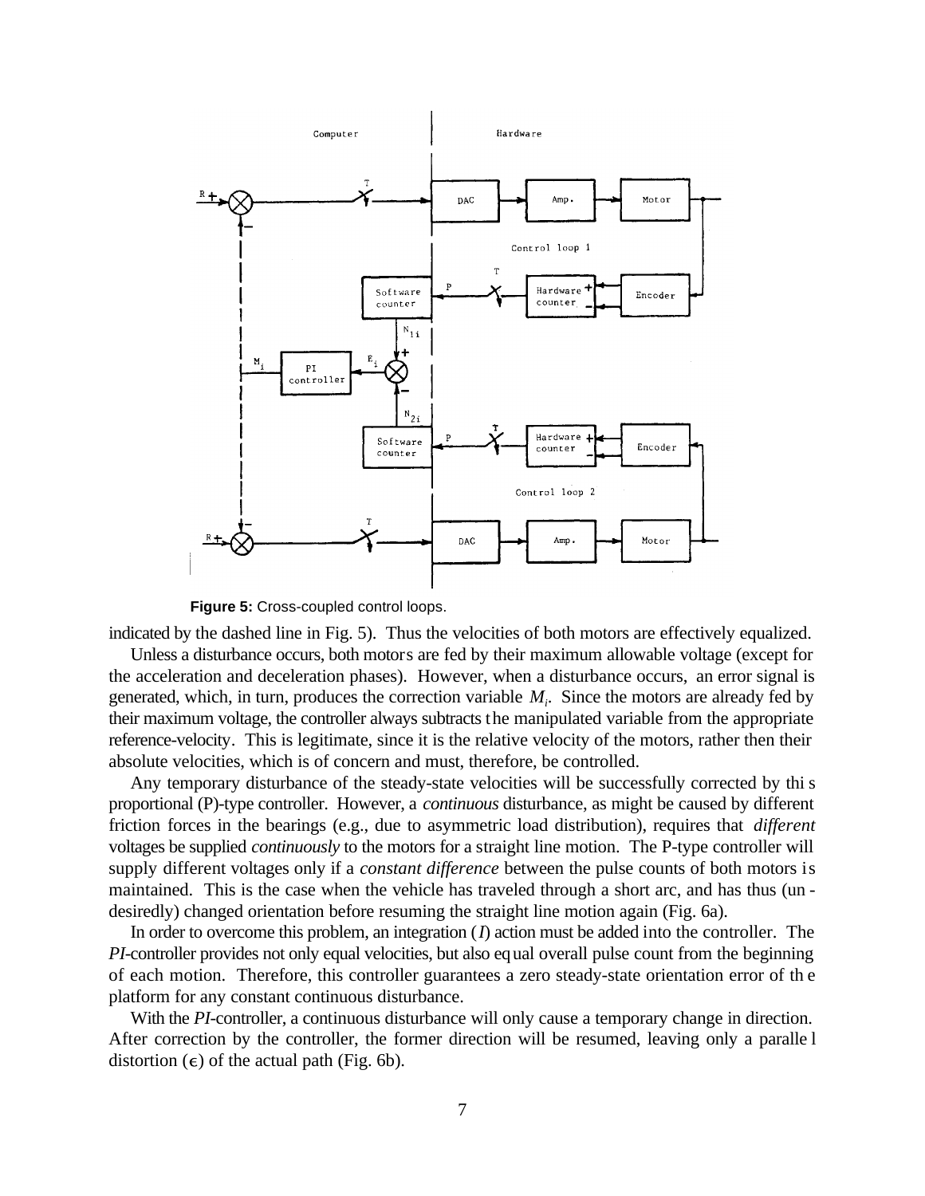Figure 5: Cross-coupled control loops.

indicated by the dashed line in Fig. 5). Thus the velocities of both motors are effectively equalized.

Unless a disturbance occurs, both motors are fed by their maximum allowable voltage (except for the acceleration and deceleration phases). However, when a disturbance occurs, an error signal is generated, which, in turn, produces the correction variable $M_i$. Since the motors are already fed by their maximum voltage, the controller always subtracts the manipulated variable from the appropriate reference-velocity. This is legitimate, since it is the relative velocity of the motors, rather then their absolute velocities, which is of concern and must, therefore, be controlled.

Any temporary disturbance of the steady-state velocities will be successfully corrected by this proportional (P)-type controller. However, a *continuous* disturbance, as might be caused by different friction forces in the bearings (e.g., due to asymmetric load distribution), requires that *different* voltages be supplied *continuously* to the motors for a straight line motion. The P-type controller will supply different voltages only if a *constant difference* between the pulse counts of both motors is maintained. This is the case when the vehicle has traveled through a short arc, and has thus (undesiredly) changed orientation before resuming the straight line motion again (Fig. 6a).

In order to overcome this problem, an integration ($I$) action must be added into the controller. The *PI*-controller provides not only equal velocities, but also equal overall pulse count from the beginning of each motion. Therefore, this controller guarantees a zero steady-state orientation error of the platform for any constant continuous disturbance.

With the *PI*-controller, a continuous disturbance will only cause a temporary change in direction. After correction by the controller, the former direction will be resumed, leaving only a parallel distortion ($\epsilon$) of the actual path (Fig. 6b).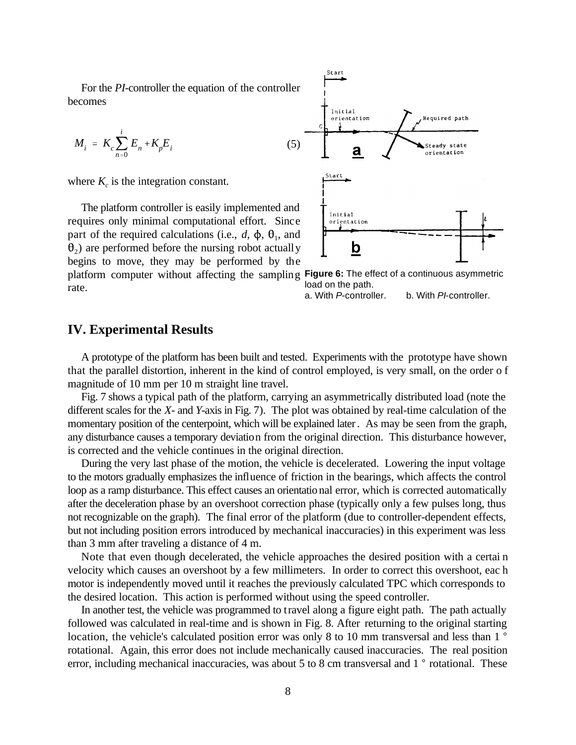For the *PI*-controller the equation of the controller becomes

$$M_i = K_c \sum_{n=0}^{i} E_n + K_p E_i \qquad (5)$$

where $K_c$ is the integration constant.

The platform controller is easily implemented and requires only minimal computational effort. Since part of the required calculations (i.e., $d$, $\phi$, $\theta_1$, and $\theta_2$) are performed before the nursing robot actually begins to move, they may be performed by the platform computer without affecting the sampling rate.

**Figure 6:** The effect of a continuous asymmetric load on the path.
a. With *P*-controller. b. With *PI*-controller.

## IV. Experimental Results

A prototype of the platform has been built and tested. Experiments with the prototype have shown that the parallel distortion, inherent in the kind of control employed, is very small, on the order of magnitude of 10 mm per 10 m straight line travel.

Fig. 7 shows a typical path of the platform, carrying an asymmetrically distributed load (note the different scales for the *X*- and *Y*-axis in Fig. 7). The plot was obtained by real-time calculation of the momentary position of the centerpoint, which will be explained later. As may be seen from the graph, any disturbance causes a temporary deviation from the original direction. This disturbance however, is corrected and the vehicle continues in the original direction.

During the very last phase of the motion, the vehicle is decelerated. Lowering the input voltage to the motors gradually emphasizes the influence of friction in the bearings, which affects the control loop as a ramp disturbance. This effect causes an orientational error, which is corrected automatically after the deceleration phase by an overshoot correction phase (typically only a few pulses long, thus not recognizable on the graph). The final error of the platform (due to controller-dependent effects, but not including position errors introduced by mechanical inaccuracies) in this experiment was less than 3 mm after traveling a distance of 4 m.

Note that even though decelerated, the vehicle approaches the desired position with a certain velocity which causes an overshoot by a few millimeters. In order to correct this overshoot, each motor is independently moved until it reaches the previously calculated TPC which corresponds to the desired location. This action is performed without using the speed controller.

In another test, the vehicle was programmed to travel along a figure eight path. The path actually followed was calculated in real-time and is shown in Fig. 8. After returning to the original starting location, the vehicle's calculated position error was only 8 to 10 mm transversal and less than 1° rotational. Again, this error does not include mechanically caused inaccuracies. The real position error, including mechanical inaccuracies, was about 5 to 8 cm transversal and 1° rotational. These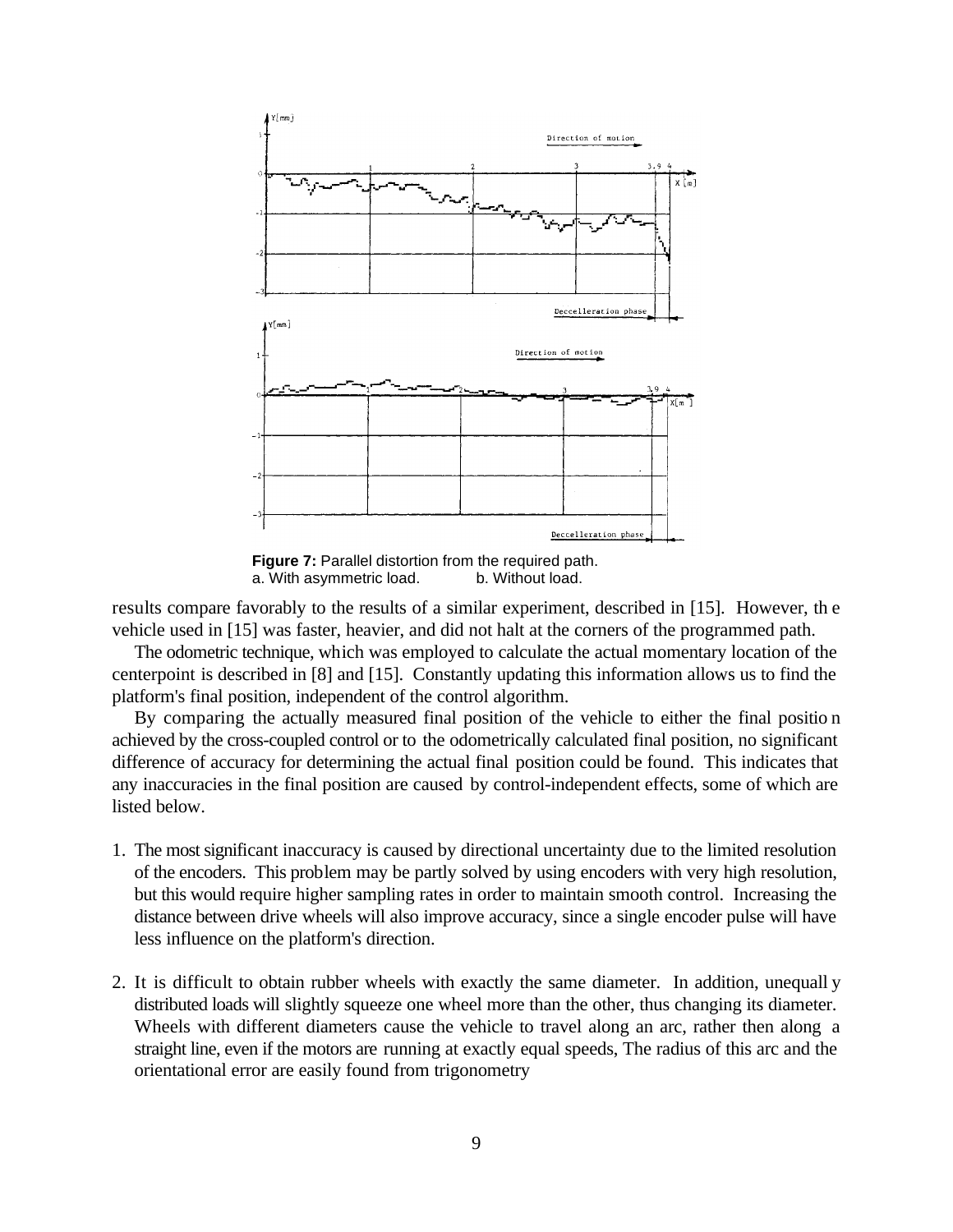**Figure 7:** Parallel distortion from the required path.
a. With asymmetric load. b. Without load.

results compare favorably to the results of a similar experiment, described in [15]. However, the vehicle used in [15] was faster, heavier, and did not halt at the corners of the programmed path.

The odometric technique, which was employed to calculate the actual momentary location of the centerpoint is described in [8] and [15]. Constantly updating this information allows us to find the platform's final position, independent of the control algorithm.

By comparing the actually measured final position of the vehicle to either the final position achieved by the cross-coupled control or to the odometrically calculated final position, no significant difference of accuracy for determining the actual final position could be found. This indicates that any inaccuracies in the final position are caused by control-independent effects, some of which are listed below.

1. The most significant inaccuracy is caused by directional uncertainty due to the limited resolution of the encoders. This problem may be partly solved by using encoders with very high resolution, but this would require higher sampling rates in order to maintain smooth control. Increasing the distance between drive wheels will also improve accuracy, since a single encoder pulse will have less influence on the platform's direction.

2. It is difficult to obtain rubber wheels with exactly the same diameter. In addition, unequally distributed loads will slightly squeeze one wheel more than the other, thus changing its diameter. Wheels with different diameters cause the vehicle to travel along an arc, rather then along a straight line, even if the motors are running at exactly equal speeds, The radius of this arc and the orientational error are easily found from trigonometry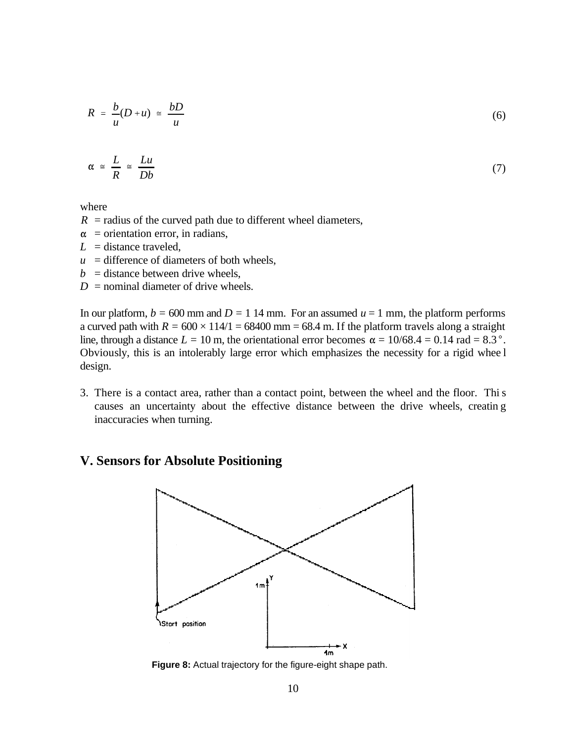$$R = \frac{b}{u}(D + u) \cong \frac{bD}{u} \tag{6}$$

$$\alpha \cong \frac{L}{R} \cong \frac{Lu}{Db} \tag{7}$$

where

$R$ = radius of the curved path due to different wheel diameters,
$\alpha$ = orientation error, in radians,
$L$ = distance traveled,
$u$ = difference of diameters of both wheels,
$b$ = distance between drive wheels,
$D$ = nominal diameter of drive wheels.

In our platform, $b$ = 600 mm and $D$ = 1 14 mm. For an assumed $u$ = 1 mm, the platform performs a curved path with $R = 600 \times 114/1 = 68400$ mm = 68.4 m. If the platform travels along a straight line, through a distance $L$ = 10 m, the orientational error becomes $\alpha = 10/68.4 = 0.14$ rad = 8.3°. Obviously, this is an intolerably large error which emphasizes the necessity for a rigid wheel design.

3. There is a contact area, rather than a contact point, between the wheel and the floor. This causes an uncertainty about the effective distance between the drive wheels, creating inaccuracies when turning.

## V. Sensors for Absolute Positioning

**Figure 8:** Actual trajectory for the figure-eight shape path.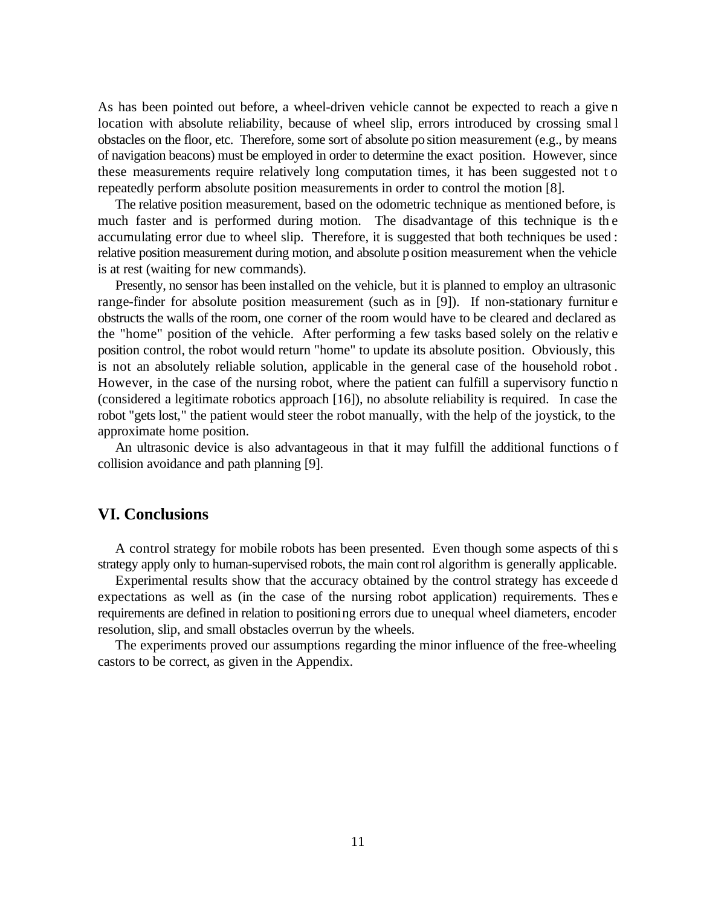As has been pointed out before, a wheel-driven vehicle cannot be expected to reach a given location with absolute reliability, because of wheel slip, errors introduced by crossing small obstacles on the floor, etc. Therefore, some sort of absolute position measurement (e.g., by means of navigation beacons) must be employed in order to determine the exact position. However, since these measurements require relatively long computation times, it has been suggested not to repeatedly perform absolute position measurements in order to control the motion [8].

The relative position measurement, based on the odometric technique as mentioned before, is much faster and is performed during motion. The disadvantage of this technique is the accumulating error due to wheel slip. Therefore, it is suggested that both techniques be used: relative position measurement during motion, and absolute position measurement when the vehicle is at rest (waiting for new commands).

Presently, no sensor has been installed on the vehicle, but it is planned to employ an ultrasonic range-finder for absolute position measurement (such as in [9]). If non-stationary furniture obstructs the walls of the room, one corner of the room would have to be cleared and declared as the "home" position of the vehicle. After performing a few tasks based solely on the relative position control, the robot would return "home" to update its absolute position. Obviously, this is not an absolutely reliable solution, applicable in the general case of the household robot. However, in the case of the nursing robot, where the patient can fulfill a supervisory function (considered a legitimate robotics approach [16]), no absolute reliability is required. In case the robot "gets lost," the patient would steer the robot manually, with the help of the joystick, to the approximate home position.

An ultrasonic device is also advantageous in that it may fulfill the additional functions of collision avoidance and path planning [9].

## VI. Conclusions

A control strategy for mobile robots has been presented. Even though some aspects of this strategy apply only to human-supervised robots, the main control algorithm is generally applicable.

Experimental results show that the accuracy obtained by the control strategy has exceeded expectations as well as (in the case of the nursing robot application) requirements. These requirements are defined in relation to positioning errors due to unequal wheel diameters, encoder resolution, slip, and small obstacles overrun by the wheels.

The experiments proved our assumptions regarding the minor influence of the free-wheeling castors to be correct, as given in the Appendix.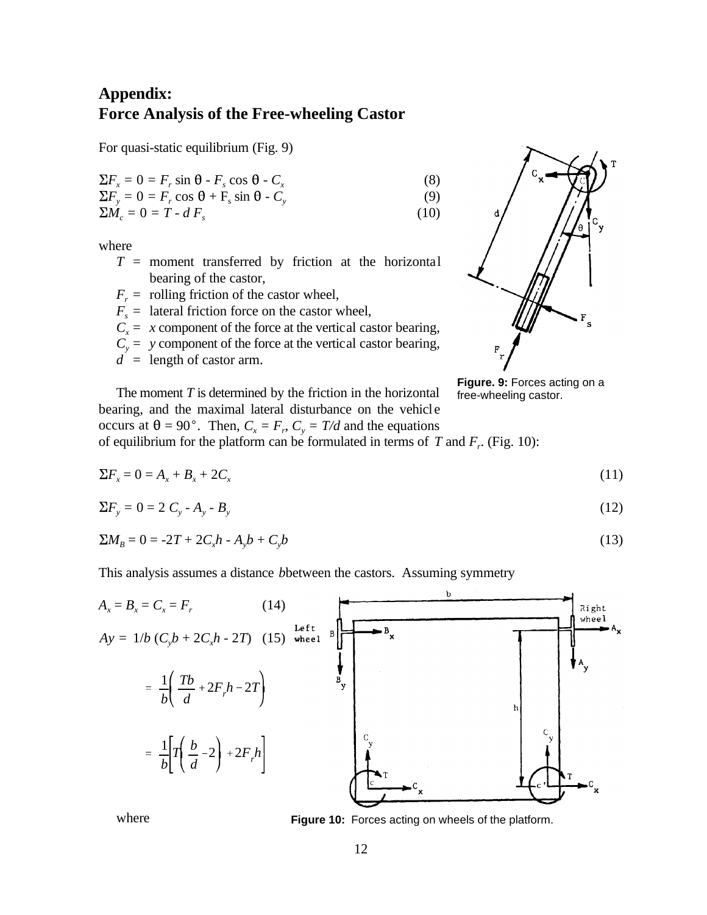## Appendix:
## Force Analysis of the Free-wheeling Castor

For quasi-static equilibrium (Fig. 9)

$$\Sigma F_x = 0 = F_r \sin\theta - F_s \cos\theta - C_x \quad (8)$$

$$\Sigma F_y = 0 = F_r \cos\theta + F_s \sin\theta - C_y \quad (9)$$

$$\Sigma M_c = 0 = T - d\, F_s \quad (10)$$

where

- $T$ = moment transferred by friction at the horizontal bearing of the castor,
- $F_r$ = rolling friction of the castor wheel,
- $F_s$ = lateral friction force on the castor wheel,
- $C_x$ = $x$ component of the force at the vertical castor bearing,
- $C_y$ = $y$ component of the force at the vertical castor bearing,
- $d$ = length of castor arm.

**Figure. 9:** Forces acting on a free-wheeling castor.

The moment $T$ is determined by the friction in the horizontal bearing, and the maximal lateral disturbance on the vehicle occurs at $\theta = 90°$. Then, $C_x = F_r$, $C_y = T/d$ and the equations of equilibrium for the platform can be formulated in terms of $T$ and $F_r$. (Fig. 10):

$$\Sigma F_x = 0 = A_x + B_x + 2C_x \quad (11)$$

$$\Sigma F_y = 0 = 2\, C_y - A_y - B_y \quad (12)$$

$$\Sigma M_B = 0 = -2T + 2C_x h - A_y b + C_y b \quad (13)$$

This analysis assumes a distance $b$ between the castors. Assuming symmetry

$$A_x = B_x = C_x = F_r \quad (14)$$

$$A_y = 1/b\,(C_y b + 2C_x h - 2T) \quad (15)$$

$$= \frac{1}{b}\left(\frac{Tb}{d} + 2F_r h - 2T\right)$$

$$= \frac{1}{b}\left[T\left(\frac{b}{d} - 2\right) + 2F_r h\right]$$

where

**Figure 10:** Forces acting on wheels of the platform.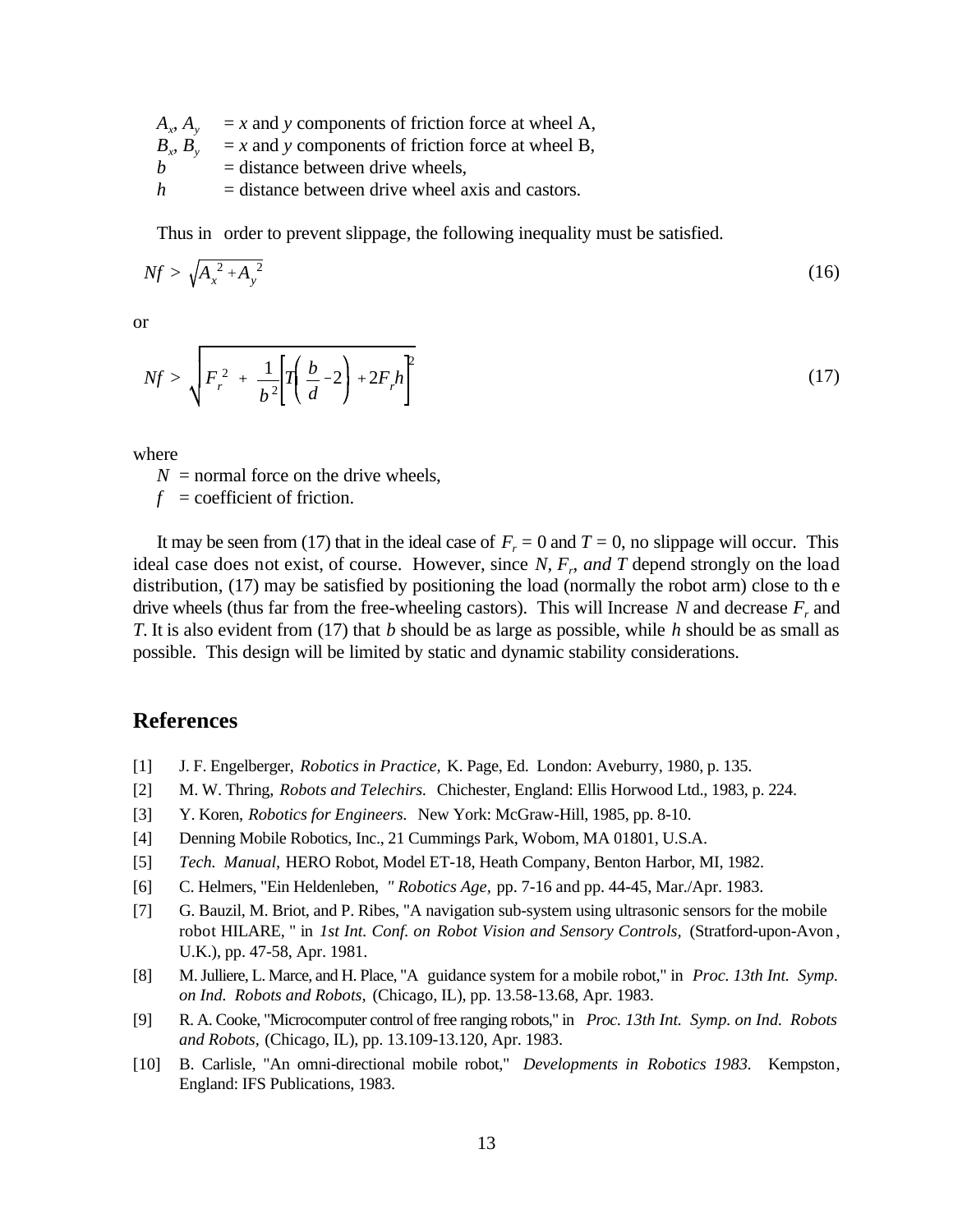$A_x, A_y$ = $x$ and $y$ components of friction force at wheel A,
$B_x, B_y$ = $x$ and $y$ components of friction force at wheel B,
$b$ = distance between drive wheels,
$h$ = distance between drive wheel axis and castors.

Thus in order to prevent slippage, the following inequality must be satisfied.

$$Nf > \sqrt{A_x^{\,2} + A_y^{\,2}} \tag{16}$$

or

$$Nf > \sqrt{F_r^{\,2} + \frac{1}{b^2}\left[T\left(\frac{b}{d} - 2\right) + 2F_r h\right]^2} \tag{17}$$

where

$N$ = normal force on the drive wheels,
$f$ = coefficient of friction.

It may be seen from (17) that in the ideal case of $F_r = 0$ and $T = 0$, no slippage will occur. This ideal case does not exist, of course. However, since $N$, $F_r$, *and* $T$ depend strongly on the load distribution, (17) may be satisfied by positioning the load (normally the robot arm) close to the drive wheels (thus far from the free-wheeling castors). This will Increase $N$ and decrease $F_r$ and $T$. It is also evident from (17) that $b$ should be as large as possible, while $h$ should be as small as possible. This design will be limited by static and dynamic stability considerations.

## References

[1] J. F. Engelberger, *Robotics in Practice,* K. Page, Ed. London: Aveburry, 1980, p. 135.

[2] M. W. Thring, *Robots and Telechirs.* Chichester, England: Ellis Horwood Ltd., 1983, p. 224.

[3] Y. Koren, *Robotics for Engineers.* New York: McGraw-Hill, 1985, pp. 8-10.

[4] Denning Mobile Robotics, Inc., 21 Cummings Park, Wobom, MA 01801, U.S.A.

[5] *Tech. Manual,* HERO Robot, Model ET-18, Heath Company, Benton Harbor, MI, 1982.

[6] C. Helmers, "Ein Heldenleben, " *Robotics Age,* pp. 7-16 and pp. 44-45, Mar./Apr. 1983.

[7] G. Bauzil, M. Briot, and P. Ribes, "A navigation sub-system using ultrasonic sensors for the mobile robot HILARE, " in *1st Int. Conf. on Robot Vision and Sensory Controls,* (Stratford-upon-Avon, U.K.), pp. 47-58, Apr. 1981.

[8] M. Julliere, L. Marce, and H. Place, "A guidance system for a mobile robot," in *Proc. 13th Int. Symp. on Ind. Robots and Robots,* (Chicago, IL), pp. 13.58-13.68, Apr. 1983.

[9] R. A. Cooke, "Microcomputer control of free ranging robots," in *Proc. 13th Int. Symp. on Ind. Robots and Robots,* (Chicago, IL), pp. 13.109-13.120, Apr. 1983.

[10] B. Carlisle, "An omni-directional mobile robot," *Developments in Robotics 1983.* Kempston, England: IFS Publications, 1983.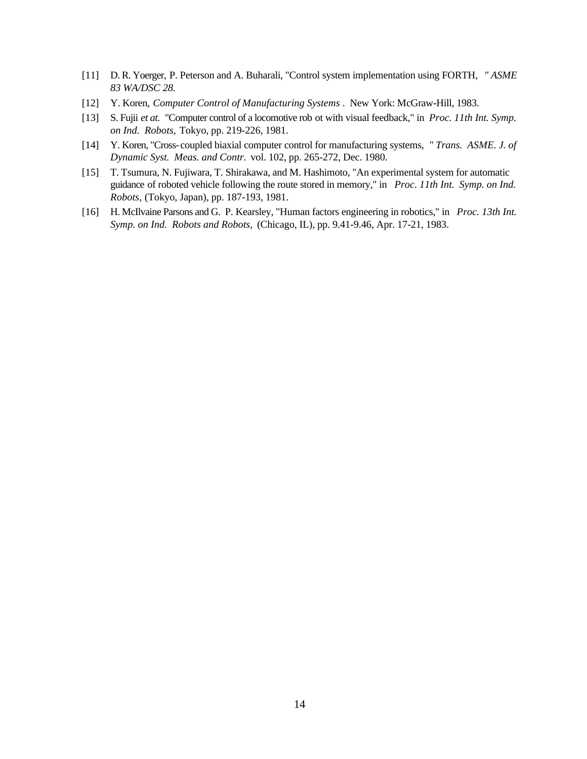[11] D. R. Yoerger, P. Peterson and A. Buharali, "Control system implementation using FORTH, *" ASME 83 WA/DSC 28.*

[12] Y. Koren, *Computer Control of Manufacturing Systems* . New York: McGraw-Hill, 1983.

[13] S. Fujii *et at.* "Computer control of a locomotive rob ot with visual feedback," in *Proc. 11th Int. Symp. on Ind. Robots,* Tokyo, pp. 219-226, 1981.

[14] Y. Koren, "Cross- coupled biaxial computer control for manufacturing systems, *" Trans. ASME. J. of Dynamic Syst. Meas. and Contr.* vol. 102, pp. 265-272, Dec. 1980.

[15] T. Tsumura, N. Fujiwara, T. Shirakawa, and M. Hashimoto, "An experimental system for automatic guidance of roboted vehicle following the route stored in memory," in *Proc. 11th Int. Symp. on Ind. Robots,* (Tokyo, Japan), pp. 187-193, 1981.

[16] H. McIlvaine Parsons and G. P. Kearsley, "Human factors engineering in robotics," in *Proc. 13th Int. Symp. on Ind. Robots and Robots,* (Chicago, IL), pp. 9.41-9.46, Apr. 17-21, 1983.